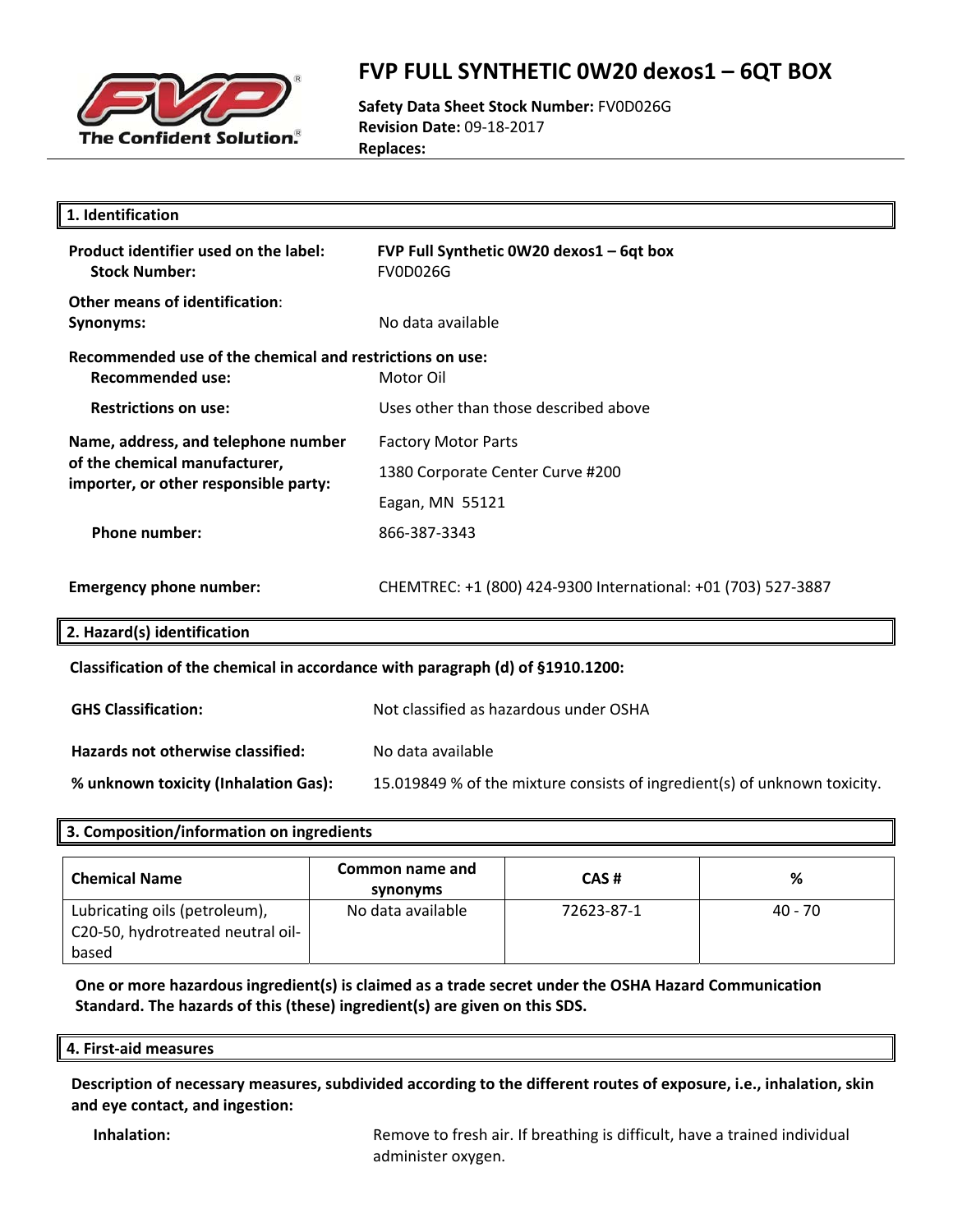# FVP FULL SYNTHETIC 0W20 dexos1 – 6QT BOX

**Safety Data Sheet Stock Number:** FV0D026G
**Revision Date:** 09-18-2017
**Replaces:**

## 1. Identification

**Product identifier used on the label:** FVP Full Synthetic 0W20 dexos1 – 6qt box
**Stock Number:** FV0D026G

**Other means of identification:**
**Synonyms:** No data available

**Recommended use of the chemical and restrictions on use:**
**Recommended use:** Motor Oil

**Restrictions on use:** Uses other than those described above

**Name, address, and telephone number of the chemical manufacturer, importer, or other responsible party:**
Factory Motor Parts
1380 Corporate Center Curve #200
Eagan, MN 55121

**Phone number:** 866-387-3343

**Emergency phone number:** CHEMTREC: +1 (800) 424-9300 International: +01 (703) 527-3887

## 2. Hazard(s) identification

**Classification of the chemical in accordance with paragraph (d) of §1910.1200:**

**GHS Classification:** Not classified as hazardous under OSHA

**Hazards not otherwise classified:** No data available

**% unknown toxicity (Inhalation Gas):** 15.019849 % of the mixture consists of ingredient(s) of unknown toxicity.

## 3. Composition/information on ingredients

| Chemical Name | Common name and synonyms | CAS # | % |
|---|---|---|---|
| Lubricating oils (petroleum), C20-50, hydrotreated neutral oil-based | No data available | 72623-87-1 | 40 - 70 |

**One or more hazardous ingredient(s) is claimed as a trade secret under the OSHA Hazard Communication Standard. The hazards of this (these) ingredient(s) are given on this SDS.**

## 4. First-aid measures

**Description of necessary measures, subdivided according to the different routes of exposure, i.e., inhalation, skin and eye contact, and ingestion:**

**Inhalation:** Remove to fresh air. If breathing is difficult, have a trained individual administer oxygen.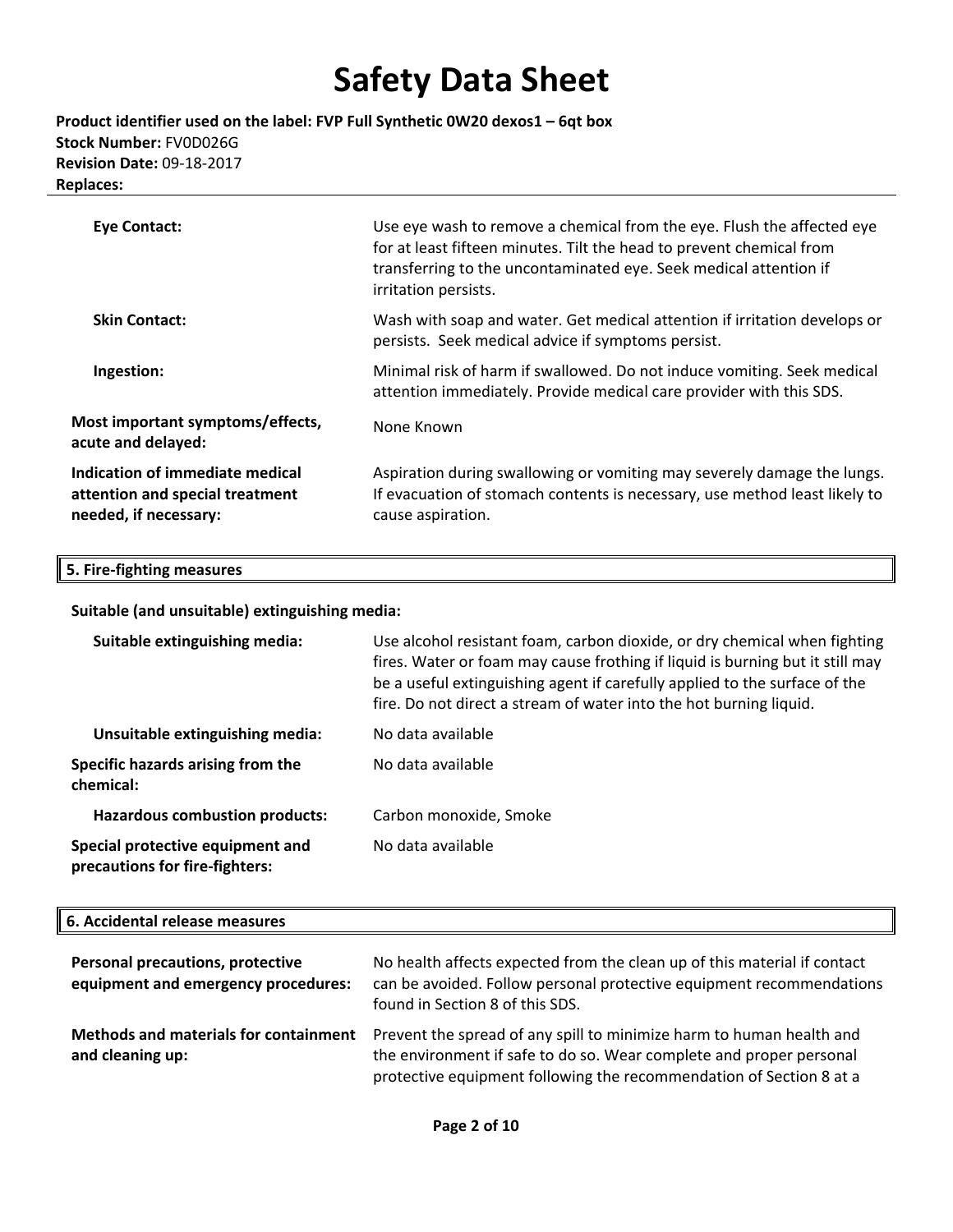| | |
|---|---|
| **Eye Contact:** | Use eye wash to remove a chemical from the eye. Flush the affected eye for at least fifteen minutes. Tilt the head to prevent chemical from transferring to the uncontaminated eye. Seek medical attention if irritation persists. |
| **Skin Contact:** | Wash with soap and water. Get medical attention if irritation develops or persists. Seek medical advice if symptoms persist. |
| **Ingestion:** | Minimal risk of harm if swallowed. Do not induce vomiting. Seek medical attention immediately. Provide medical care provider with this SDS. |
| **Most important symptoms/effects, acute and delayed:** | None Known |
| **Indication of immediate medical attention and special treatment needed, if necessary:** | Aspiration during swallowing or vomiting may severely damage the lungs. If evacuation of stomach contents is necessary, use method least likely to cause aspiration. |

## 5. Fire-fighting measures

**Suitable (and unsuitable) extinguishing media:**

| | |
|---|---|
| **Suitable extinguishing media:** | Use alcohol resistant foam, carbon dioxide, or dry chemical when fighting fires. Water or foam may cause frothing if liquid is burning but it still may be a useful extinguishing agent if carefully applied to the surface of the fire. Do not direct a stream of water into the hot burning liquid. |
| **Unsuitable extinguishing media:** | No data available |
| **Specific hazards arising from the chemical:** | No data available |
| **Hazardous combustion products:** | Carbon monoxide, Smoke |
| **Special protective equipment and precautions for fire-fighters:** | No data available |

## 6. Accidental release measures

| | |
|---|---|
| **Personal precautions, protective equipment and emergency procedures:** | No health affects expected from the clean up of this material if contact can be avoided. Follow personal protective equipment recommendations found in Section 8 of this SDS. |
| **Methods and materials for containment and cleaning up:** | Prevent the spread of any spill to minimize harm to human health and the environment if safe to do so. Wear complete and proper personal protective equipment following the recommendation of Section 8 at a |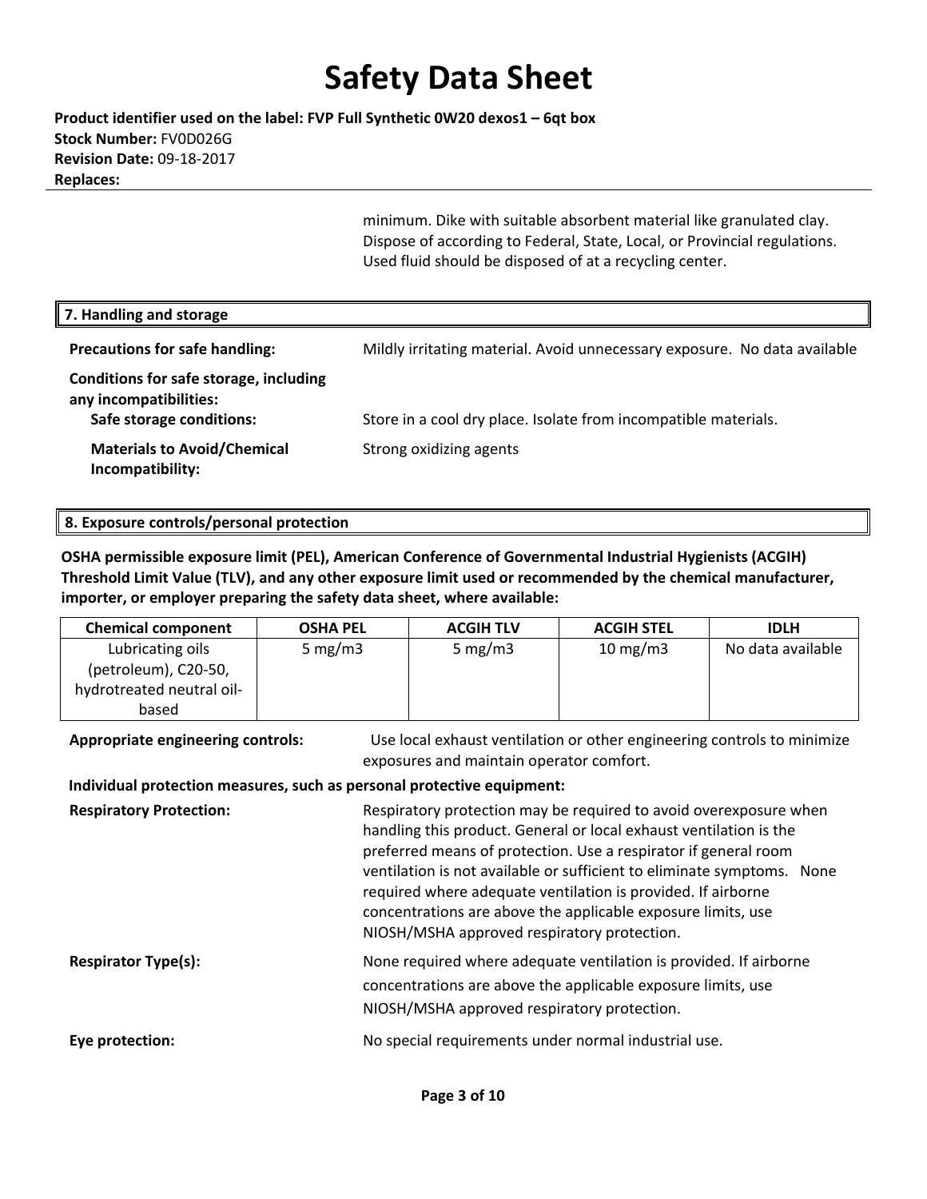minimum. Dike with suitable absorbent material like granulated clay. Dispose of according to Federal, State, Local, or Provincial regulations. Used fluid should be disposed of at a recycling center.

## 7. Handling and storage

**Precautions for safe handling:** Mildly irritating material. Avoid unnecessary exposure. No data available

**Conditions for safe storage, including any incompatibilities:**

**Safe storage conditions:** Store in a cool dry place. Isolate from incompatible materials.

**Materials to Avoid/Chemical Incompatibility:** Strong oxidizing agents

## 8. Exposure controls/personal protection

**OSHA permissible exposure limit (PEL), American Conference of Governmental Industrial Hygienists (ACGIH) Threshold Limit Value (TLV), and any other exposure limit used or recommended by the chemical manufacturer, importer, or employer preparing the safety data sheet, where available:**

| Chemical component | OSHA PEL | ACGIH TLV | ACGIH STEL | IDLH |
| --- | --- | --- | --- | --- |
| Lubricating oils (petroleum), C20-50, hydrotreated neutral oil-based | 5 mg/m3 | 5 mg/m3 | 10 mg/m3 | No data available |

**Appropriate engineering controls:** Use local exhaust ventilation or other engineering controls to minimize exposures and maintain operator comfort.

**Individual protection measures, such as personal protective equipment:**

**Respiratory Protection:** Respiratory protection may be required to avoid overexposure when handling this product. General or local exhaust ventilation is the preferred means of protection. Use a respirator if general room ventilation is not available or sufficient to eliminate symptoms. None required where adequate ventilation is provided. If airborne concentrations are above the applicable exposure limits, use NIOSH/MSHA approved respiratory protection.

**Respirator Type(s):** None required where adequate ventilation is provided. If airborne concentrations are above the applicable exposure limits, use NIOSH/MSHA approved respiratory protection.

**Eye protection:** No special requirements under normal industrial use.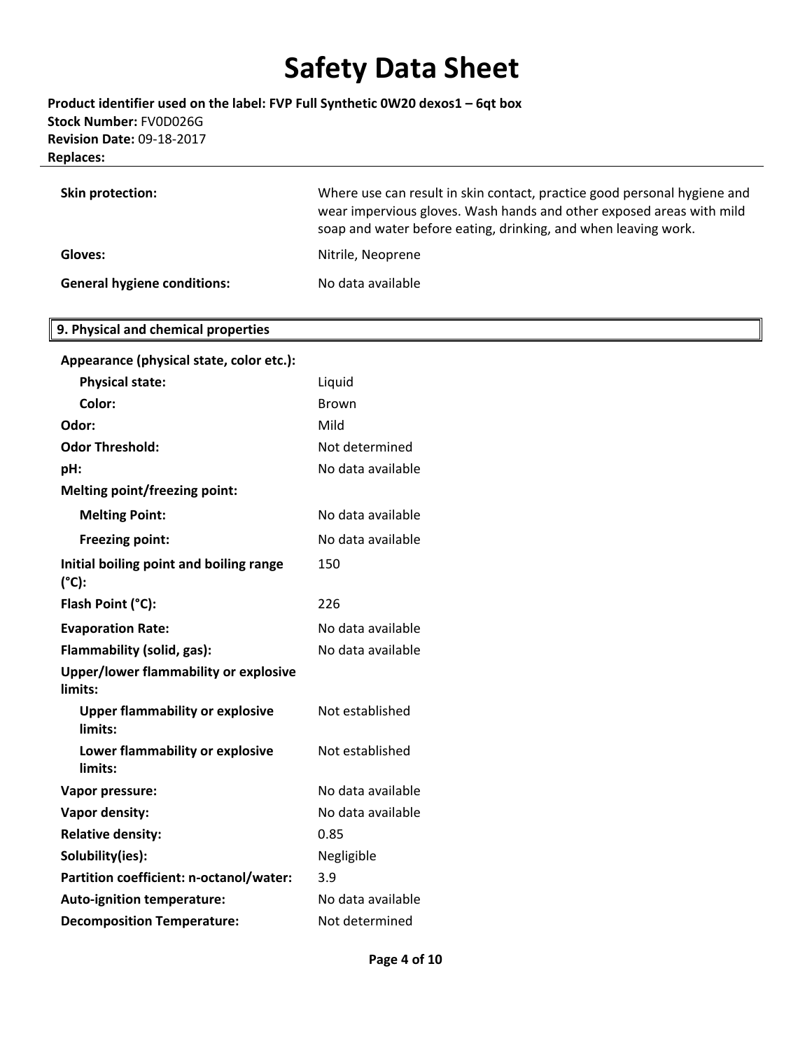| | |
|---|---|
| **Skin protection:** | Where use can result in skin contact, practice good personal hygiene and wear impervious gloves. Wash hands and other exposed areas with mild soap and water before eating, drinking, and when leaving work. |
| **Gloves:** | Nitrile, Neoprene |
| **General hygiene conditions:** | No data available |

## 9. Physical and chemical properties

| | |
|---|---|
| **Appearance (physical state, color etc.):** | |
| **Physical state:** | Liquid |
| **Color:** | Brown |
| **Odor:** | Mild |
| **Odor Threshold:** | Not determined |
| **pH:** | No data available |
| **Melting point/freezing point:** | |
| **Melting Point:** | No data available |
| **Freezing point:** | No data available |
| **Initial boiling point and boiling range (°C):** | 150 |
| **Flash Point (°C):** | 226 |
| **Evaporation Rate:** | No data available |
| **Flammability (solid, gas):** | No data available |
| **Upper/lower flammability or explosive limits:** | |
| **Upper flammability or explosive limits:** | Not established |
| **Lower flammability or explosive limits:** | Not established |
| **Vapor pressure:** | No data available |
| **Vapor density:** | No data available |
| **Relative density:** | 0.85 |
| **Solubility(ies):** | Negligible |
| **Partition coefficient: n-octanol/water:** | 3.9 |
| **Auto-ignition temperature:** | No data available |
| **Decomposition Temperature:** | Not determined |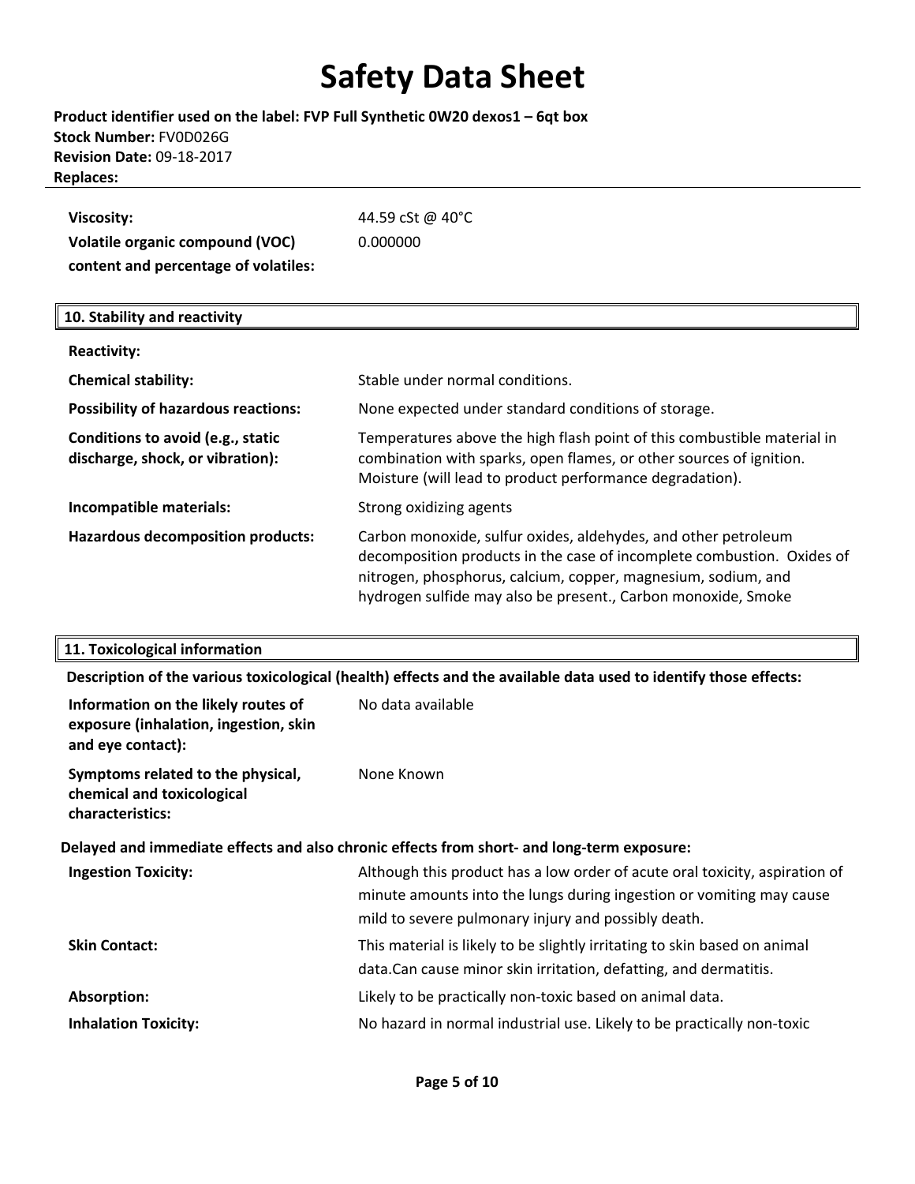| | |
|---|---|
| **Viscosity:** | 44.59 cSt @ 40°C |
| **Volatile organic compound (VOC) content and percentage of volatiles:** | 0.000000 |

## 10. Stability and reactivity

| | |
|---|---|
| **Reactivity:** | |
| **Chemical stability:** | Stable under normal conditions. |
| **Possibility of hazardous reactions:** | None expected under standard conditions of storage. |
| **Conditions to avoid (e.g., static discharge, shock, or vibration):** | Temperatures above the high flash point of this combustible material in combination with sparks, open flames, or other sources of ignition. Moisture (will lead to product performance degradation). |
| **Incompatible materials:** | Strong oxidizing agents |
| **Hazardous decomposition products:** | Carbon monoxide, sulfur oxides, aldehydes, and other petroleum decomposition products in the case of incomplete combustion. Oxides of nitrogen, phosphorus, calcium, copper, magnesium, sodium, and hydrogen sulfide may also be present., Carbon monoxide, Smoke |

## 11. Toxicological information

**Description of the various toxicological (health) effects and the available data used to identify those effects:**

| | |
|---|---|
| **Information on the likely routes of exposure (inhalation, ingestion, skin and eye contact):** | No data available |
| **Symptoms related to the physical, chemical and toxicological characteristics:** | None Known |

**Delayed and immediate effects and also chronic effects from short- and long-term exposure:**

| | |
|---|---|
| **Ingestion Toxicity:** | Although this product has a low order of acute oral toxicity, aspiration of minute amounts into the lungs during ingestion or vomiting may cause mild to severe pulmonary injury and possibly death. |
| **Skin Contact:** | This material is likely to be slightly irritating to skin based on animal data.Can cause minor skin irritation, defatting, and dermatitis. |
| **Absorption:** | Likely to be practically non-toxic based on animal data. |
| **Inhalation Toxicity:** | No hazard in normal industrial use. Likely to be practically non-toxic |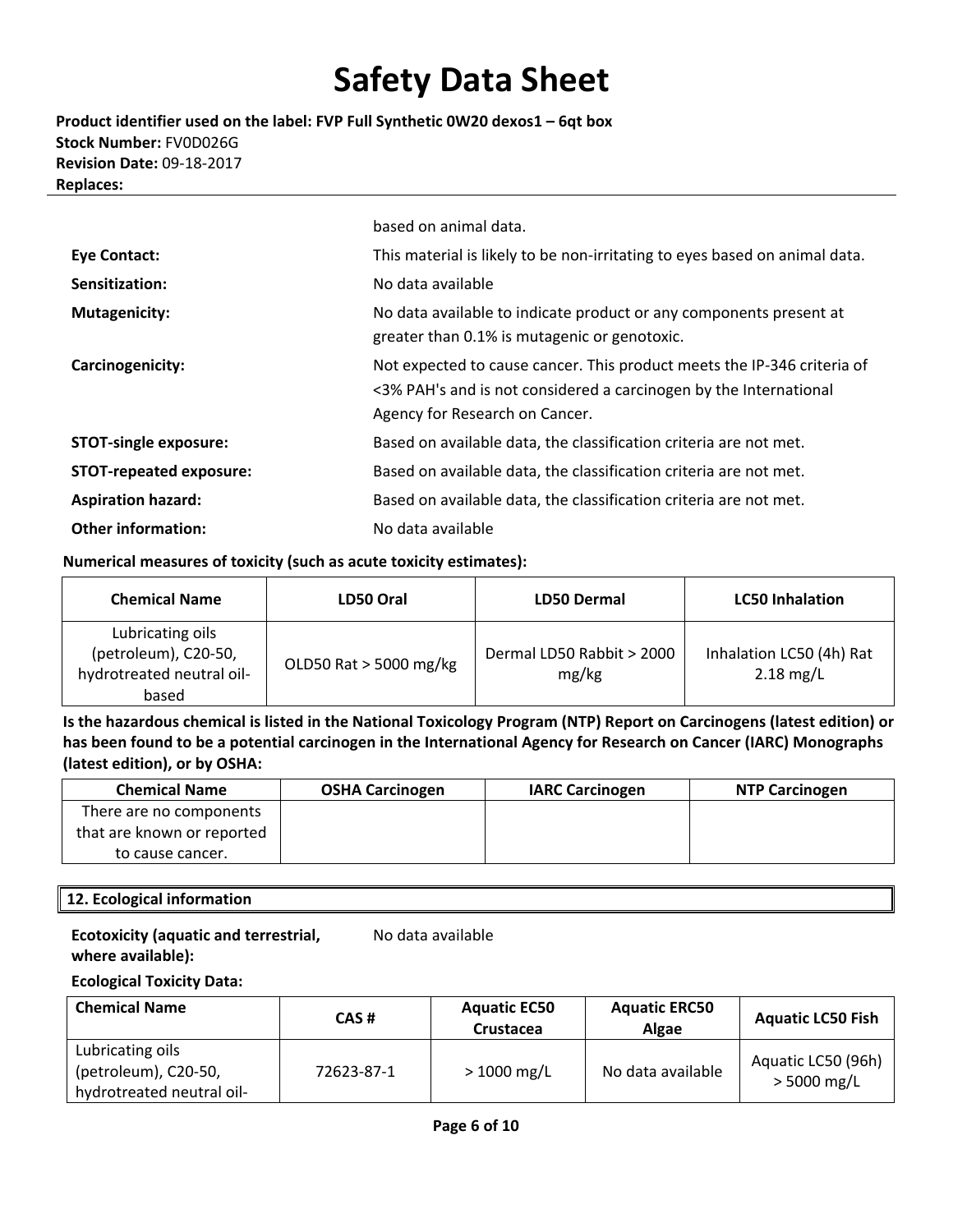based on animal data.

**Eye Contact:** This material is likely to be non-irritating to eyes based on animal data.

**Sensitization:** No data available

**Mutagenicity:** No data available to indicate product or any components present at greater than 0.1% is mutagenic or genotoxic.

**Carcinogenicity:** Not expected to cause cancer. This product meets the IP-346 criteria of <3% PAH's and is not considered a carcinogen by the International Agency for Research on Cancer.

**STOT-single exposure:** Based on available data, the classification criteria are not met.

**STOT-repeated exposure:** Based on available data, the classification criteria are not met.

**Aspiration hazard:** Based on available data, the classification criteria are not met.

**Other information:** No data available

**Numerical measures of toxicity (such as acute toxicity estimates):**

| Chemical Name | LD50 Oral | LD50 Dermal | LC50 Inhalation |
|---|---|---|---|
| Lubricating oils (petroleum), C20-50, hydrotreated neutral oil-based | OLD50 Rat > 5000 mg/kg | Dermal LD50 Rabbit > 2000 mg/kg | Inhalation LC50 (4h) Rat 2.18 mg/L |

**Is the hazardous chemical is listed in the National Toxicology Program (NTP) Report on Carcinogens (latest edition) or has been found to be a potential carcinogen in the International Agency for Research on Cancer (IARC) Monographs (latest edition), or by OSHA:**

| Chemical Name | OSHA Carcinogen | IARC Carcinogen | NTP Carcinogen |
|---|---|---|---|
| There are no components that are known or reported to cause cancer. | | | |

## 12. Ecological information

**Ecotoxicity (aquatic and terrestrial, where available):** No data available

**Ecological Toxicity Data:**

| Chemical Name | CAS # | Aquatic EC50 Crustacea | Aquatic ERC50 Algae | Aquatic LC50 Fish |
|---|---|---|---|---|
| Lubricating oils (petroleum), C20-50, hydrotreated neutral oil- | 72623-87-1 | > 1000 mg/L | No data available | Aquatic LC50 (96h) > 5000 mg/L |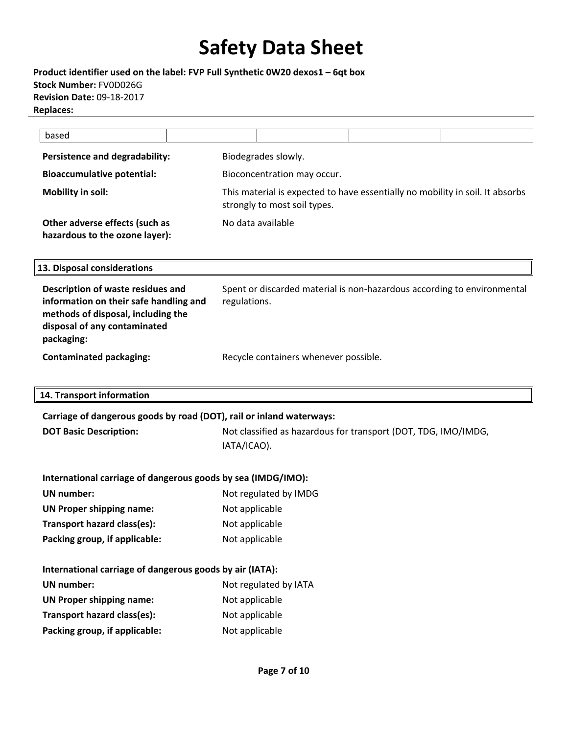| based | | | | | |
|---|---|---|---|---|---|

**Persistence and degradability:** Biodegrades slowly.

**Bioaccumulative potential:** Bioconcentration may occur.

**Mobility in soil:** This material is expected to have essentially no mobility in soil. It absorbs strongly to most soil types.

**Other adverse effects (such as hazardous to the ozone layer):** No data available

## 13. Disposal considerations

**Description of waste residues and information on their safe handling and methods of disposal, including the disposal of any contaminated packaging:** Spent or discarded material is non-hazardous according to environmental regulations.

**Contaminated packaging:** Recycle containers whenever possible.

## 14. Transport information

**Carriage of dangerous goods by road (DOT), rail or inland waterways:**

**DOT Basic Description:** Not classified as hazardous for transport (DOT, TDG, IMO/IMDG, IATA/ICAO).

**International carriage of dangerous goods by sea (IMDG/IMO):**

**UN number:** Not regulated by IMDG

**UN Proper shipping name:** Not applicable

**Transport hazard class(es):** Not applicable

**Packing group, if applicable:** Not applicable

**International carriage of dangerous goods by air (IATA):**

**UN number:** Not regulated by IATA

**UN Proper shipping name:** Not applicable

**Transport hazard class(es):** Not applicable

**Packing group, if applicable:** Not applicable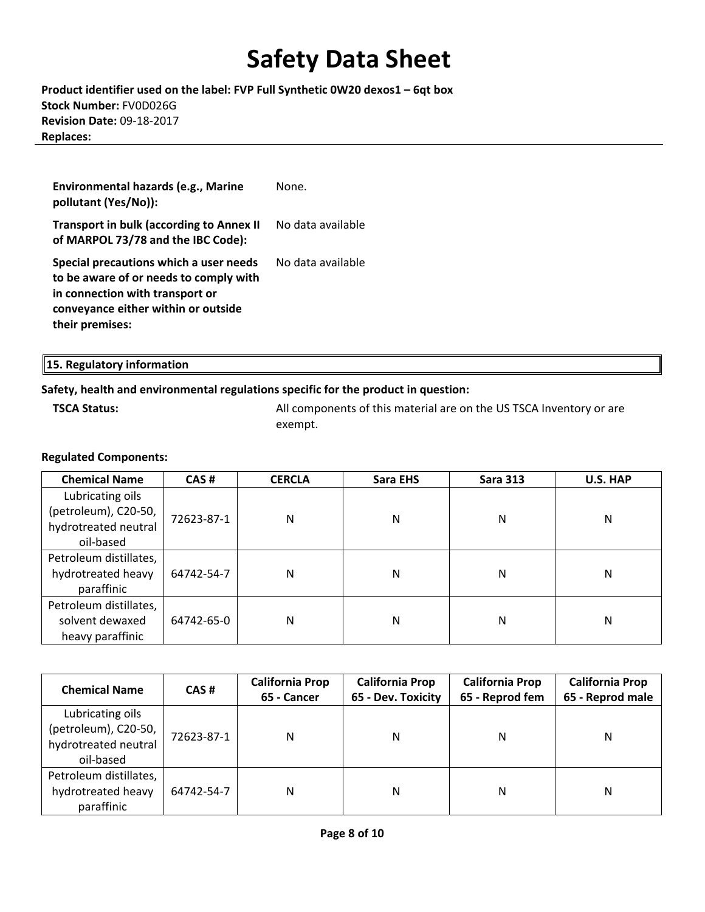| | |
|---|---|
| **Environmental hazards (e.g., Marine pollutant (Yes/No)):** | None. |
| **Transport in bulk (according to Annex II of MARPOL 73/78 and the IBC Code):** | No data available |
| **Special precautions which a user needs to be aware of or needs to comply with in connection with transport or conveyance either within or outside their premises:** | No data available |

## 15. Regulatory information

**Safety, health and environmental regulations specific for the product in question:**

**TSCA Status:** All components of this material are on the US TSCA Inventory or are exempt.

**Regulated Components:**

| Chemical Name | CAS # | CERCLA | Sara EHS | Sara 313 | U.S. HAP |
|---|---|---|---|---|---|
| Lubricating oils (petroleum), C20-50, hydrotreated neutral oil-based | 72623-87-1 | N | N | N | N |
| Petroleum distillates, hydrotreated heavy paraffinic | 64742-54-7 | N | N | N | N |
| Petroleum distillates, solvent dewaxed heavy paraffinic | 64742-65-0 | N | N | N | N |

| Chemical Name | CAS # | California Prop 65 - Cancer | California Prop 65 - Dev. Toxicity | California Prop 65 - Reprod fem | California Prop 65 - Reprod male |
|---|---|---|---|---|---|
| Lubricating oils (petroleum), C20-50, hydrotreated neutral oil-based | 72623-87-1 | N | N | N | N |
| Petroleum distillates, hydrotreated heavy paraffinic | 64742-54-7 | N | N | N | N |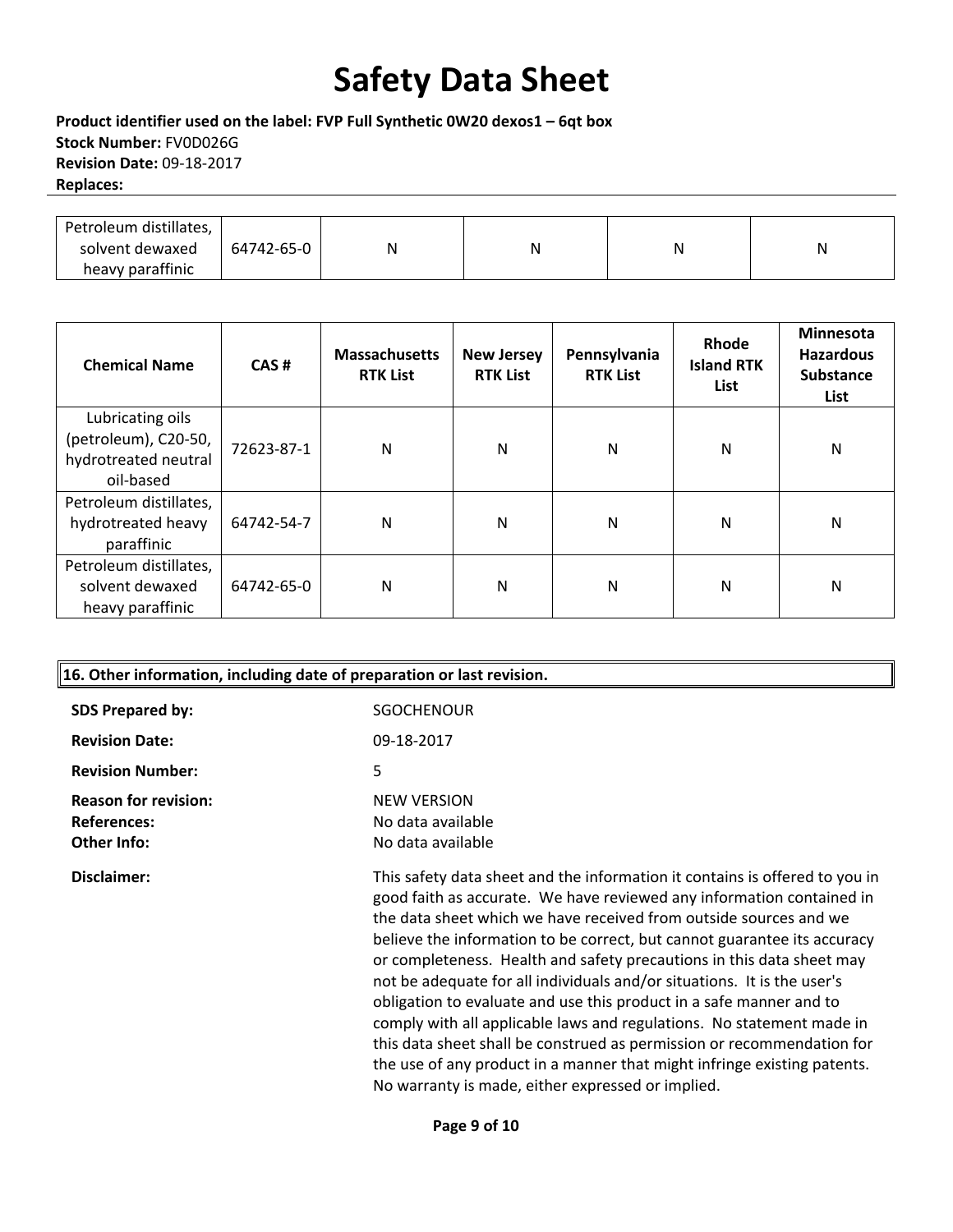| Petroleum distillates, solvent dewaxed heavy paraffinic | 64742-65-0 | N | N | N | N |
|---|---|---|---|---|---|

| Chemical Name | CAS # | Massachusetts RTK List | New Jersey RTK List | Pennsylvania RTK List | Rhode Island RTK List | Minnesota Hazardous Substance List |
|---|---|---|---|---|---|---|
| Lubricating oils (petroleum), C20-50, hydrotreated neutral oil-based | 72623-87-1 | N | N | N | N | N |
| Petroleum distillates, hydrotreated heavy paraffinic | 64742-54-7 | N | N | N | N | N |
| Petroleum distillates, solvent dewaxed heavy paraffinic | 64742-65-0 | N | N | N | N | N |

## 16. Other information, including date of preparation or last revision.

**SDS Prepared by:** SGOCHENOUR

**Revision Date:** 09-18-2017

**Revision Number:** 5

**Reason for revision:** NEW VERSION

**References:** No data available

**Other Info:** No data available

**Disclaimer:** This safety data sheet and the information it contains is offered to you in good faith as accurate. We have reviewed any information contained in the data sheet which we have received from outside sources and we believe the information to be correct, but cannot guarantee its accuracy or completeness. Health and safety precautions in this data sheet may not be adequate for all individuals and/or situations. It is the user's obligation to evaluate and use this product in a safe manner and to comply with all applicable laws and regulations. No statement made in this data sheet shall be construed as permission or recommendation for the use of any product in a manner that might infringe existing patents. No warranty is made, either expressed or implied.